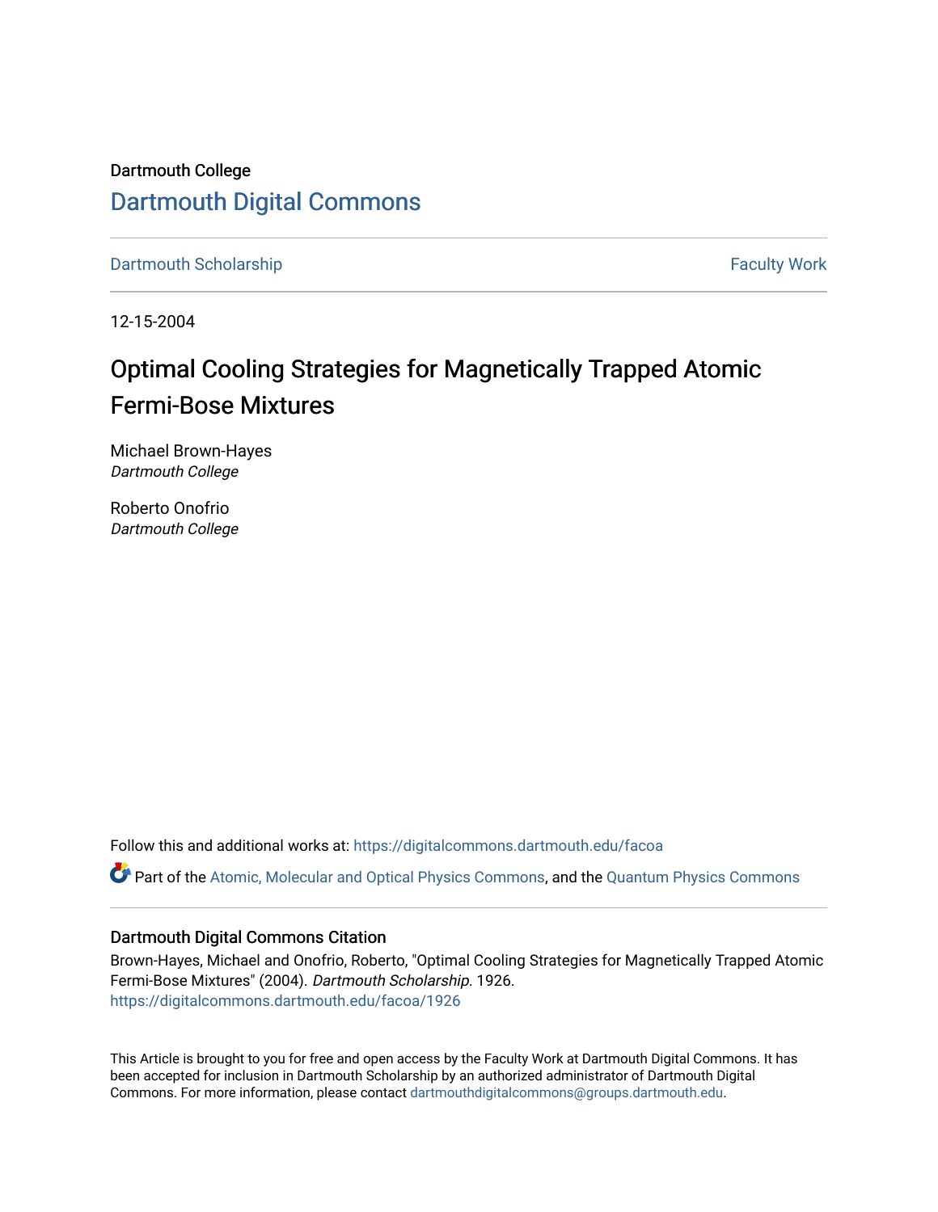Dartmouth College

# Dartmouth Digital Commons

Dartmouth Scholarship | Faculty Work

12-15-2004

# Optimal Cooling Strategies for Magnetically Trapped Atomic Fermi-Bose Mixtures

Michael Brown-Hayes
*Dartmouth College*

Roberto Onofrio
*Dartmouth College*

Follow this and additional works at: https://digitalcommons.dartmouth.edu/facoa

Part of the Atomic, Molecular and Optical Physics Commons, and the Quantum Physics Commons

## Dartmouth Digital Commons Citation

Brown-Hayes, Michael and Onofrio, Roberto, "Optimal Cooling Strategies for Magnetically Trapped Atomic Fermi-Bose Mixtures" (2004). *Dartmouth Scholarship*. 1926.
https://digitalcommons.dartmouth.edu/facoa/1926

This Article is brought to you for free and open access by the Faculty Work at Dartmouth Digital Commons. It has been accepted for inclusion in Dartmouth Scholarship by an authorized administrator of Dartmouth Digital Commons. For more information, please contact dartmouthdigitalcommons@groups.dartmouth.edu.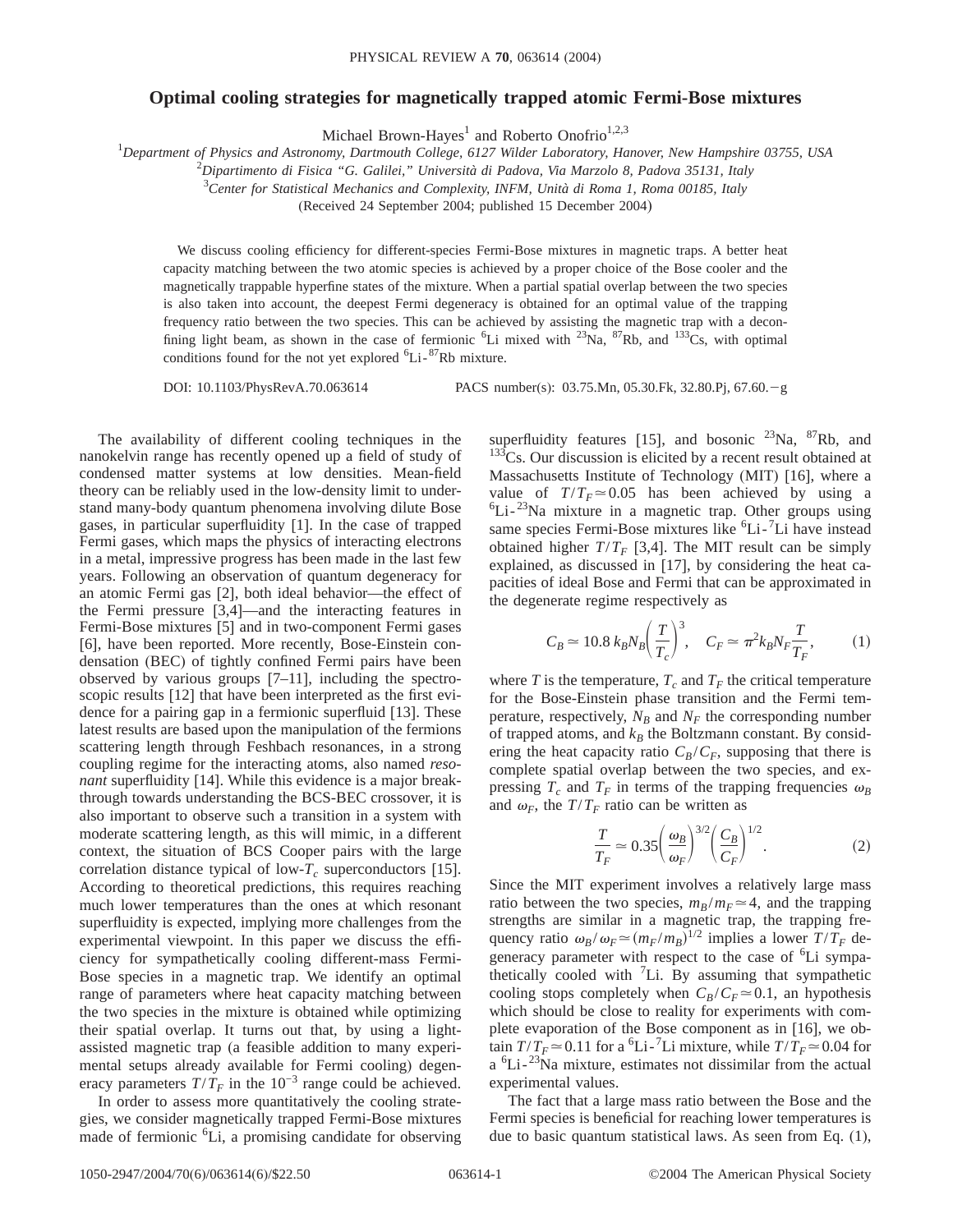# Optimal cooling strategies for magnetically trapped atomic Fermi-Bose mixtures

Michael Brown-Hayes[1] and Roberto Onofrio[1,2,3]

[1]*Department of Physics and Astronomy, Dartmouth College, 6127 Wilder Laboratory, Hanover, New Hampshire 03755, USA*
[2]*Dipartimento di Fisica "G. Galilei," Università di Padova, Via Marzolo 8, Padova 35131, Italy*
[3]*Center for Statistical Mechanics and Complexity, INFM, Unità di Roma 1, Roma 00185, Italy*
(Received 24 September 2004; published 15 December 2004)

We discuss cooling efficiency for different-species Fermi-Bose mixtures in magnetic traps. A better heat capacity matching between the two atomic species is achieved by a proper choice of the Bose cooler and the magnetically trappable hyperfine states of the mixture. When a partial spatial overlap between the two species is also taken into account, the deepest Fermi degeneracy is obtained for an optimal value of the trapping frequency ratio between the two species. This can be achieved by assisting the magnetic trap with a deconfining light beam, as shown in the case of fermionic $^{6}$Li mixed with $^{23}$Na, $^{87}$Rb, and $^{133}$Cs, with optimal conditions found for the not yet explored $^{6}$Li-$^{87}$Rb mixture.

DOI: 10.1103/PhysRevA.70.063614 PACS number(s): 03.75.Mn, 05.30.Fk, 32.80.Pj, 67.60.−g

The availability of different cooling techniques in the nanokelvin range has recently opened up a field of study of condensed matter systems at low densities. Mean-field theory can be reliably used in the low-density limit to understand many-body quantum phenomena involving dilute Bose gases, in particular superfluidity [1]. In the case of trapped Fermi gases, which maps the physics of interacting electrons in a metal, impressive progress has been made in the last few years. Following an observation of quantum degeneracy for an atomic Fermi gas [2], both ideal behavior—the effect of the Fermi pressure [3,4]—and the interacting features in Fermi-Bose mixtures [5] and in two-component Fermi gases [6], have been reported. More recently, Bose-Einstein condensation (BEC) of tightly confined Fermi pairs have been observed by various groups [7–11], including the spectroscopic results [12] that have been interpreted as the first evidence for a pairing gap in a fermionic superfluid [13]. These latest results are based upon the manipulation of the fermions scattering length through Feshbach resonances, in a strong coupling regime for the interacting atoms, also named *resonant* superfluidity [14]. While this evidence is a major breakthrough towards understanding the BCS-BEC crossover, it is also important to observe such a transition in a system with moderate scattering length, as this will mimic, in a different context, the situation of BCS Cooper pairs with the large correlation distance typical of low-$T_c$ superconductors [15]. According to theoretical predictions, this requires reaching much lower temperatures than the ones at which resonant superfluidity is expected, implying more challenges from the experimental viewpoint. In this paper we discuss the efficiency for sympathetically cooling different-mass Fermi-Bose species in a magnetic trap. We identify an optimal range of parameters where heat capacity matching between the two species in the mixture is obtained while optimizing their spatial overlap. It turns out that, by using a light-assisted magnetic trap (a feasible addition to many experimental setups already available for Fermi cooling) degeneracy parameters $T/T_F$ in the $10^{-3}$ range could be achieved.

In order to assess more quantitatively the cooling strategies, we consider magnetically trapped Fermi-Bose mixtures made of fermionic $^{6}$Li, a promising candidate for observing superfluidity features [15], and bosonic $^{23}$Na, $^{87}$Rb, and $^{133}$Cs. Our discussion is elicited by a recent result obtained at Massachusetts Institute of Technology (MIT) [16], where a value of $T/T_F \simeq 0.05$ has been achieved by using a $^{6}$Li-$^{23}$Na mixture in a magnetic trap. Other groups using same species Fermi-Bose mixtures like $^{6}$Li-$^{7}$Li have instead obtained higher $T/T_F$ [3,4]. The MIT result can be simply explained, as discussed in [17], by considering the heat capacities of ideal Bose and Fermi that can be approximated in the degenerate regime respectively as

$$C_B \simeq 10.8\, k_B N_B \left(\frac{T}{T_c}\right)^3, \quad C_F \simeq \pi^2 k_B N_F \frac{T}{T_F}, \tag{1}$$

where $T$ is the temperature, $T_c$ and $T_F$ the critical temperature for the Bose-Einstein phase transition and the Fermi temperature, respectively, $N_B$ and $N_F$ the corresponding number of trapped atoms, and $k_B$ the Boltzmann constant. By considering the heat capacity ratio $C_B/C_F$, supposing that there is complete spatial overlap between the two species, and expressing $T_c$ and $T_F$ in terms of the trapping frequencies $\omega_B$ and $\omega_F$, the $T/T_F$ ratio can be written as

$$\frac{T}{T_F} \simeq 0.35 \left(\frac{\omega_B}{\omega_F}\right)^{3/2} \left(\frac{C_B}{C_F}\right)^{1/2}. \tag{2}$$

Since the MIT experiment involves a relatively large mass ratio between the two species, $m_B/m_F \simeq 4$, and the trapping strengths are similar in a magnetic trap, the trapping frequency ratio $\omega_B/\omega_F \simeq (m_F/m_B)^{1/2}$ implies a lower $T/T_F$ degeneracy parameter with respect to the case of $^{6}$Li sympathetically cooled with $^{7}$Li. By assuming that sympathetic cooling stops completely when $C_B/C_F \simeq 0.1$, an hypothesis which should be close to reality for experiments with complete evaporation of the Bose component as in [16], we obtain $T/T_F \simeq 0.11$ for a $^{6}$Li-$^{7}$Li mixture, while $T/T_F \simeq 0.04$ for a $^{6}$Li-$^{23}$Na mixture, estimates not dissimilar from the actual experimental values.

The fact that a large mass ratio between the Bose and the Fermi species is beneficial for reaching lower temperatures is due to basic quantum statistical laws. As seen from Eq. (1),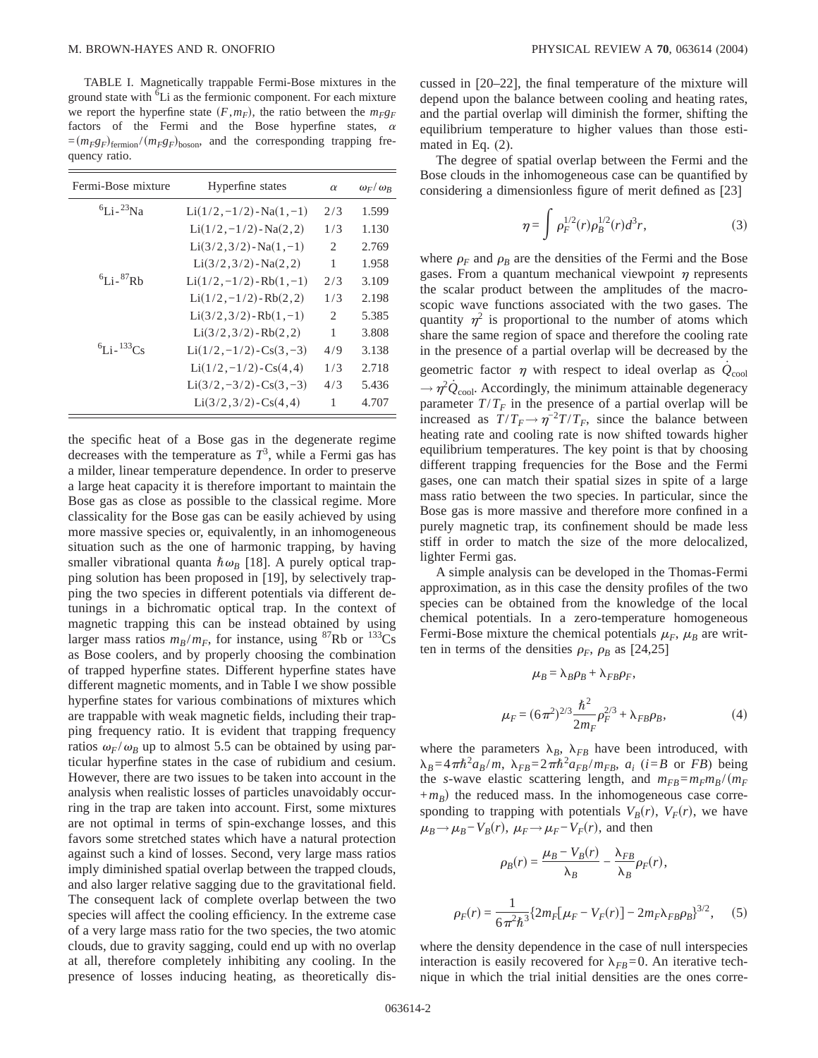TABLE I. Magnetically trappable Fermi-Bose mixtures in the ground state with $^6$Li as the fermionic component. For each mixture we report the hyperfine state $(F, m_F)$, the ratio between the $m_F g_F$ factors of the Fermi and the Bose hyperfine states, $\alpha = (m_F g_F)_{\mathrm{fermion}}/(m_F g_F)_{\mathrm{boson}}$, and the corresponding trapping frequency ratio.

| Fermi-Bose mixture | Hyperfine states | $\alpha$ | $\omega_F/\omega_B$ |
|---|---|---|---|
| $^6$Li-$^{23}$Na | Li$(1/2,-1/2)$-Na$(1,-1)$ | 2/3 | 1.599 |
| | Li$(1/2,-1/2)$-Na$(2,2)$ | 1/3 | 1.130 |
| | Li$(3/2,3/2)$-Na$(1,-1)$ | 2 | 2.769 |
| | Li$(3/2,3/2)$-Na$(2,2)$ | 1 | 1.958 |
| $^6$Li-$^{87}$Rb | Li$(1/2,-1/2)$-Rb$(1,-1)$ | 2/3 | 3.109 |
| | Li$(1/2,-1/2)$-Rb$(2,2)$ | 1/3 | 2.198 |
| | Li$(3/2,3/2)$-Rb$(1,-1)$ | 2 | 5.385 |
| | Li$(3/2,3/2)$-Rb$(2,2)$ | 1 | 3.808 |
| $^6$Li-$^{133}$Cs | Li$(1/2,-1/2)$-Cs$(3,-3)$ | 4/9 | 3.138 |
| | Li$(1/2,-1/2)$-Cs$(4,4)$ | 1/3 | 2.718 |
| | Li$(3/2,-3/2)$-Cs$(3,-3)$ | 4/3 | 5.436 |
| | Li$(3/2,3/2)$-Cs$(4,4)$ | 1 | 4.707 |

the specific heat of a Bose gas in the degenerate regime decreases with the temperature as $T^3$, while a Fermi gas has a milder, linear temperature dependence. In order to preserve a large heat capacity it is therefore important to maintain the Bose gas as close as possible to the classical regime. More classicality for the Bose gas can be easily achieved by using more massive species or, equivalently, in an inhomogeneous situation such as the one of harmonic trapping, by having smaller vibrational quanta $\hbar\omega_B$ [18]. A purely optical trapping solution has been proposed in [19], by selectively trapping the two species in different potentials via different detunings in a bichromatic optical trap. In the context of magnetic trapping this can be instead obtained by using larger mass ratios $m_B/m_F$, for instance, using $^{87}$Rb or $^{133}$Cs as Bose coolers, and by properly choosing the combination of trapped hyperfine states. Different hyperfine states have different magnetic moments, and in Table I we show possible hyperfine states for various combinations of mixtures which are trappable with weak magnetic fields, including their trapping frequency ratio. It is evident that trapping frequency ratios $\omega_F/\omega_B$ up to almost 5.5 can be obtained by using particular hyperfine states in the case of rubidium and cesium. However, there are two issues to be taken into account in the analysis when realistic losses of particles unavoidably occurring in the trap are taken into account. First, some mixtures are not optimal in terms of spin-exchange losses, and this favors some stretched states which have a natural protection against such a kind of losses. Second, very large mass ratios imply diminished spatial overlap between the trapped clouds, and also larger relative sagging due to the gravitational field. The consequent lack of complete overlap between the two species will affect the cooling efficiency. In the extreme case of a very large mass ratio for the two species, the two atomic clouds, due to gravity sagging, could end up with no overlap at all, therefore completely inhibiting any cooling. In the presence of losses inducing heating, as theoretically discussed in [20–22], the final temperature of the mixture will depend upon the balance between cooling and heating rates, and the partial overlap will diminish the former, shifting the equilibrium temperature to higher values than those estimated in Eq. (2).

The degree of spatial overlap between the Fermi and the Bose clouds in the inhomogeneous case can be quantified by considering a dimensionless figure of merit defined as [23]

$$\eta = \int \rho_F^{1/2}(r)\rho_B^{1/2}(r) d^3r, \tag{3}$$

where $\rho_F$ and $\rho_B$ are the densities of the Fermi and the Bose gases. From a quantum mechanical viewpoint $\eta$ represents the scalar product between the amplitudes of the macroscopic wave functions associated with the two gases. The quantity $\eta^2$ is proportional to the number of atoms which share the same region of space and therefore the cooling rate in the presence of a partial overlap will be decreased by the geometric factor $\eta$ with respect to ideal overlap as $\dot{Q}_{\mathrm{cool}} \to \eta^2 \dot{Q}_{\mathrm{cool}}$. Accordingly, the minimum attainable degeneracy parameter $T/T_F$ in the presence of a partial overlap will be increased as $T/T_F \to \eta^{-2} T/T_F$, since the balance between heating rate and cooling rate is now shifted towards higher equilibrium temperatures. The key point is that by choosing different trapping frequencies for the Bose and the Fermi gases, one can match their spatial sizes in spite of a large mass ratio between the two species. In particular, since the Bose gas is more massive and therefore more confined in a purely magnetic trap, its confinement should be made less stiff in order to match the size of the more delocalized, lighter Fermi gas.

A simple analysis can be developed in the Thomas-Fermi approximation, as in this case the density profiles of the two species can be obtained from the knowledge of the local chemical potentials. In a zero-temperature homogeneous Fermi-Bose mixture the chemical potentials $\mu_F$, $\mu_B$ are written in terms of the densities $\rho_F$, $\rho_B$ as [24,25]

$$\mu_B = \lambda_B \rho_B + \lambda_{FB}\rho_F,$$

$$\mu_F = (6\pi^2)^{2/3}\frac{\hbar^2}{2m_F}\rho_F^{2/3} + \lambda_{FB}\rho_B, \tag{4}$$

where the parameters $\lambda_B$, $\lambda_{FB}$ have been introduced, with $\lambda_B = 4\pi\hbar^2 a_B/m$, $\lambda_{FB} = 2\pi\hbar^2 a_{FB}/m_{FB}$, $a_i$ ($i=B$ or $FB$) being the $s$-wave elastic scattering length, and $m_{FB} = m_F m_B/(m_F + m_B)$ the reduced mass. In the inhomogeneous case corresponding to trapping with potentials $V_B(r)$, $V_F(r)$, we have $\mu_B \to \mu_B - V_B(r)$, $\mu_F \to \mu_F - V_F(r)$, and then

$$\rho_B(r) = \frac{\mu_B - V_B(r)}{\lambda_B} - \frac{\lambda_{FB}}{\lambda_B}\rho_F(r),$$

$$\rho_F(r) = \frac{1}{6\pi^2\hbar^3}\{2m_F[\mu_F - V_F(r)] - 2m_F\lambda_{FB}\rho_B\}^{3/2}, \tag{5}$$

where the density dependence in the case of null interspecies interaction is easily recovered for $\lambda_{FB}=0$. An iterative technique in which the trial initial densities are the ones corre-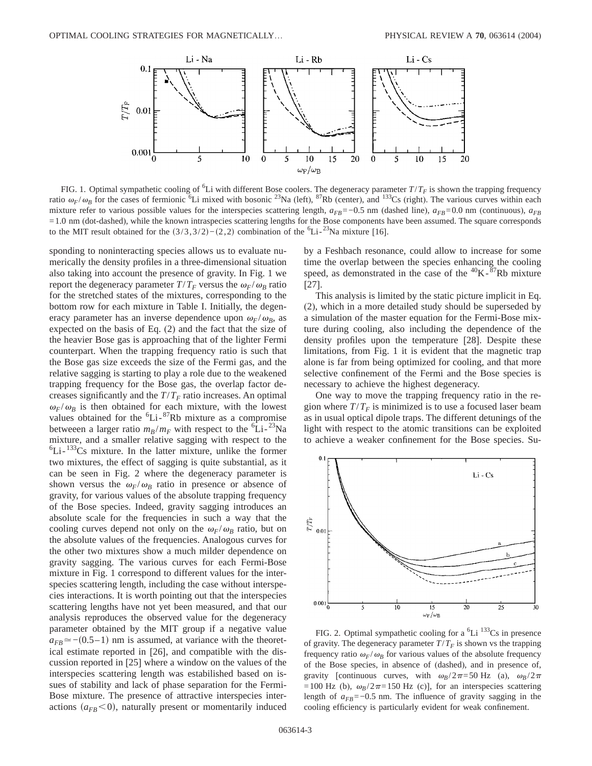FIG. 1. Optimal sympathetic cooling of $^6$Li with different Bose coolers. The degeneracy parameter $T/T_F$ is shown the trapping frequency ratio $\omega_F/\omega_B$ for the cases of fermionic $^6$Li mixed with bosonic $^{23}$Na (left), $^{87}$Rb (center), and $^{133}$Cs (right). The various curves within each mixture refer to various possible values for the interspecies scattering length, $a_{FB}=-0.5$ nm (dashed line), $a_{FB}=0.0$ nm (continuous), $a_{FB}=1.0$ nm (dot-dashed), while the known intraspecies scattering lengths for the Bose components have been assumed. The square corresponds to the MIT result obtained for the $(3/3,3/2)-(2,2)$ combination of the $^6$Li-$^{23}$Na mixture [16].

sponding to noninteracting species allows us to evaluate numerically the density profiles in a three-dimensional situation also taking into account the presence of gravity. In Fig. 1 we report the degeneracy parameter $T/T_F$ versus the $\omega_F/\omega_B$ ratio for the stretched states of the mixtures, corresponding to the bottom row for each mixture in Table I. Initially, the degeneracy parameter has an inverse dependence upon $\omega_F/\omega_B$, as expected on the basis of Eq. (2) and the fact that the size of the heavier Bose gas is approaching that of the lighter Fermi counterpart. When the trapping frequency ratio is such that the Bose gas size exceeds the size of the Fermi gas, and the relative sagging is starting to play a role due to the weakened trapping frequency for the Bose gas, the overlap factor decreases significantly and the $T/T_F$ ratio increases. An optimal $\omega_F/\omega_B$ is then obtained for each mixture, with the lowest values obtained for the $^6$Li-$^{87}$Rb mixture as a compromise betweeen a larger ratio $m_B/m_F$ with respect to the $^6$Li-$^{23}$Na mixture, and a smaller relative sagging with respect to the $^6$Li-$^{133}$Cs mixture. In the latter mixture, unlike the former two mixtures, the effect of sagging is quite substantial, as it can be seen in Fig. 2 where the degeneracy parameter is shown versus the $\omega_F/\omega_B$ ratio in presence or absence of gravity, for various values of the absolute trapping frequency of the Bose species. Indeed, gravity sagging introduces an absolute scale for the frequencies in such a way that the cooling curves depend not only on the $\omega_F/\omega_B$ ratio, but on the absolute values of the frequencies. Analogous curves for the other two mixtures show a much milder dependence on gravity sagging. The various curves for each Fermi-Bose mixture in Fig. 1 correspond to different values for the interspecies scattering length, including the case without interspecies interactions. It is worth pointing out that the interspecies scattering lengths have not yet been measured, and that our analysis reproduces the observed value for the degeneracy parameter obtained by the MIT group if a negative value $a_{FB} \simeq -(0.5-1)$ nm is assumed, at variance with the theoretical estimate reported in [26], and compatible with the discussion reported in [25] where a window on the values of the interspecies scattering length was estabilished based on issues of stability and lack of phase separation for the Fermi-Bose mixture. The presence of attractive interspecies interactions $(a_{FB}<0)$, naturally present or momentarily induced by a Feshbach resonance, could allow to increase for some time the overlap between the species enhancing the cooling speed, as demonstrated in the case of the $^{40}$K-$^{87}$Rb mixture [27].

This analysis is limited by the static picture implicit in Eq. (2), which in a more detailed study should be superseded by a simulation of the master equation for the Fermi-Bose mixture during cooling, also including the dependence of the density profiles upon the temperature [28]. Despite these limitations, from Fig. 1 it is evident that the magnetic trap alone is far from being optimized for cooling, and that more selective confinement of the Fermi and the Bose species is necessary to achieve the highest degeneracy.

One way to move the trapping frequency ratio in the region where $T/T_F$ is minimized is to use a focused laser beam as in usual optical dipole traps. The different detunings of the light with respect to the atomic transitions can be exploited to achieve a weaker confinement for the Bose species. Su-

FIG. 2. Optimal sympathetic cooling for a $^6$Li $^{133}$Cs in presence of gravity. The degeneracy parameter $T/T_F$ is shown vs the trapping frequency ratio $\omega_F/\omega_B$ for various values of the absolute frequency of the Bose species, in absence of (dashed), and in presence of, gravity [continuous curves, with $\omega_B/2\pi=50$ Hz (a), $\omega_B/2\pi=100$ Hz (b), $\omega_B/2\pi=150$ Hz (c)], for an interspecies scattering length of $a_{FB}=-0.5$ nm. The influence of gravity sagging in the cooling efficiency is particularly evident for weak confinement.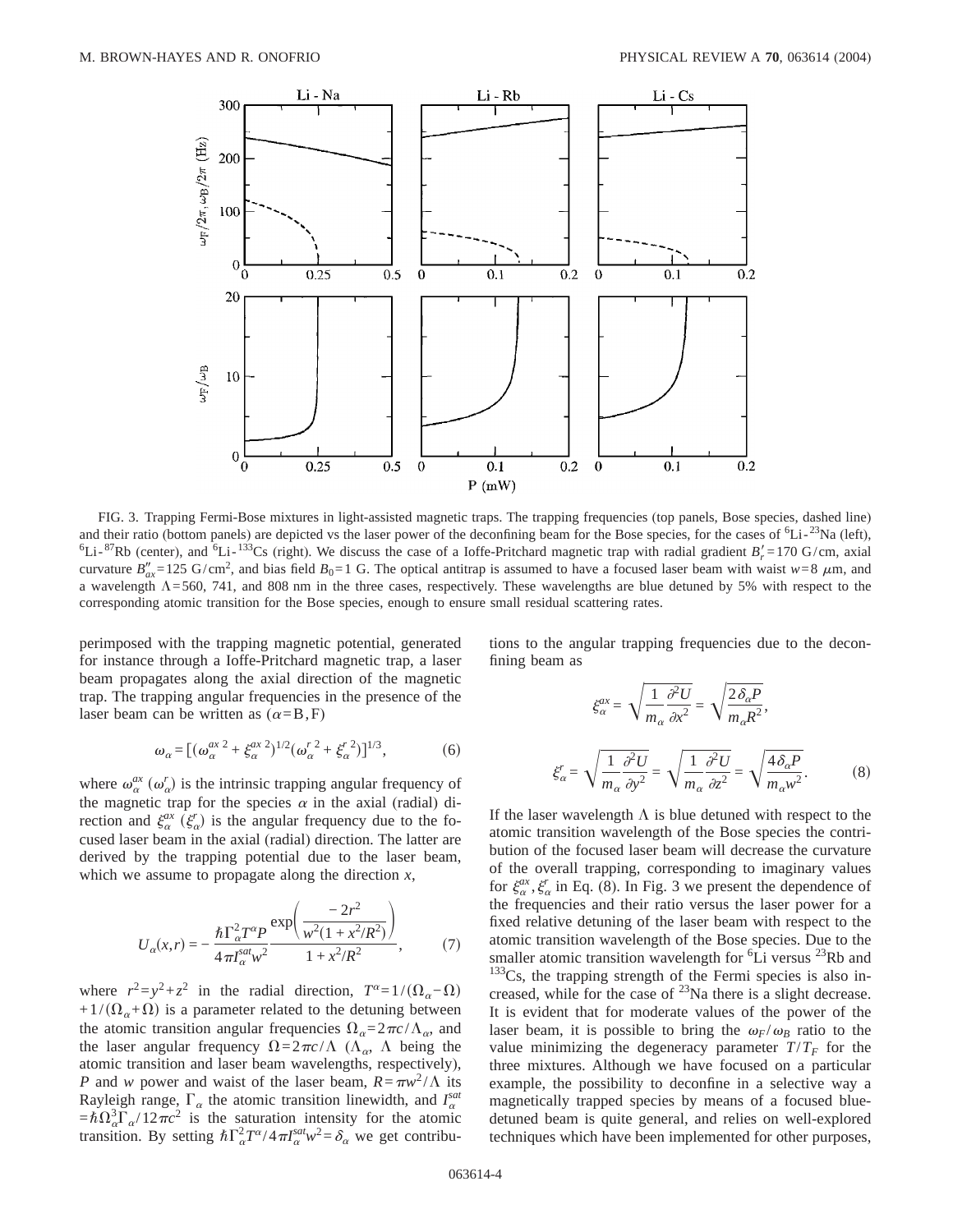FIG. 3. Trapping Fermi-Bose mixtures in light-assisted magnetic traps. The trapping frequencies (top panels, Bose species, dashed line) and their ratio (bottom panels) are depicted vs the laser power of the deconfining beam for the Bose species, for the cases of $^6$Li-$^{23}$Na (left), $^6$Li-$^{87}$Rb (center), and $^6$Li-$^{133}$Cs (right). We discuss the case of a Ioffe-Pritchard magnetic trap with radial gradient $B_r'=170$ G/cm, axial curvature $B_{ax}''=125$ G/cm$^2$, and bias field $B_0=1$ G. The optical antitrap is assumed to have a focused laser beam with waist $w=8$ $\mu$m, and a wavelength $\Lambda=560$, 741, and 808 nm in the three cases, respectively. These wavelengths are blue detuned by 5% with respect to the corresponding atomic transition for the Bose species, enough to ensure small residual scattering rates.

perimposed with the trapping magnetic potential, generated for instance through a Ioffe-Pritchard magnetic trap, a laser beam propagates along the axial direction of the magnetic trap. The trapping angular frequencies in the presence of the laser beam can be written as ($\alpha$=B,F)

$$\omega_\alpha = [(\omega_\alpha^{ax\,2} + \xi_\alpha^{ax\,2})^{1/2}(\omega_\alpha^{r\,2} + \xi_\alpha^{r\,2})]^{1/3}, \tag{6}$$

where $\omega_\alpha^{ax}$ ($\omega_\alpha^{r}$) is the intrinsic trapping angular frequency of the magnetic trap for the species $\alpha$ in the axial (radial) direction and $\xi_\alpha^{ax}$ ($\xi_\alpha^{r}$) is the angular frequency due to the focused laser beam in the axial (radial) direction. The latter are derived by the trapping potential due to the laser beam, which we assume to propagate along the direction $x$,

$$U_\alpha(x,r) = -\frac{\hbar\Gamma_\alpha^2 T^\alpha P}{4\pi I_\alpha^{sat} w^2}\frac{\exp\left(\dfrac{-2r^2}{w^2(1+x^2/R^2)}\right)}{1+x^2/R^2}, \tag{7}$$

where $r^2=y^2+z^2$ in the radial direction, $T^\alpha=1/(\Omega_\alpha-\Omega)+1/(\Omega_\alpha+\Omega)$ is a parameter related to the detuning between the atomic transition angular frequencies $\Omega_\alpha=2\pi c/\Lambda_\alpha$, and the laser angular frequency $\Omega=2\pi c/\Lambda$ ($\Lambda_\alpha$, $\Lambda$ being the atomic transition and laser beam wavelengths, respectively), $P$ and $w$ power and waist of the laser beam, $R=\pi w^2/\Lambda$ its Rayleigh range, $\Gamma_\alpha$ the atomic transition linewidth, and $I_\alpha^{sat}=\hbar\Omega_\alpha^3\Gamma_\alpha/12\pi c^2$ is the saturation intensity for the atomic transition. By setting $\hbar\Gamma_\alpha^2 T^\alpha/4\pi I_\alpha^{sat} w^2=\delta_\alpha$ we get contributions to the angular trapping frequencies due to the deconfining beam as

$$\xi_\alpha^{ax} = \sqrt{\frac{1}{m_\alpha}\frac{\partial^2 U}{\partial x^2}} = \sqrt{\frac{2\delta_\alpha P}{m_\alpha R^2}},$$

$$\xi_\alpha^{r} = \sqrt{\frac{1}{m_\alpha}\frac{\partial^2 U}{\partial y^2}} = \sqrt{\frac{1}{m_\alpha}\frac{\partial^2 U}{\partial z^2}} = \sqrt{\frac{4\delta_\alpha P}{m_\alpha w^2}}. \tag{8}$$

If the laser wavelength $\Lambda$ is blue detuned with respect to the atomic transition wavelength of the Bose species the contribution of the focused laser beam will decrease the curvature of the overall trapping, corresponding to imaginary values for $\xi_\alpha^{ax}, \xi_\alpha^{r}$ in Eq. (8). In Fig. 3 we present the dependence of the frequencies and their ratio versus the laser power for a fixed relative detuning of the laser beam with respect to the atomic transition wavelength of the Bose species. Due to the smaller atomic transition wavelength for $^6$Li versus $^{23}$Rb and $^{133}$Cs, the trapping strength of the Fermi species is also increased, while for the case of $^{23}$Na there is a slight decrease. It is evident that for moderate values of the power of the laser beam, it is possible to bring the $\omega_F/\omega_B$ ratio to the value minimizing the degeneracy parameter $T/T_F$ for the three mixtures. Although we have focused on a particular example, the possibility to deconfine in a selective way a magnetically trapped species by means of a focused blue-detuned beam is quite general, and relies on well-explored techniques which have been implemented for other purposes,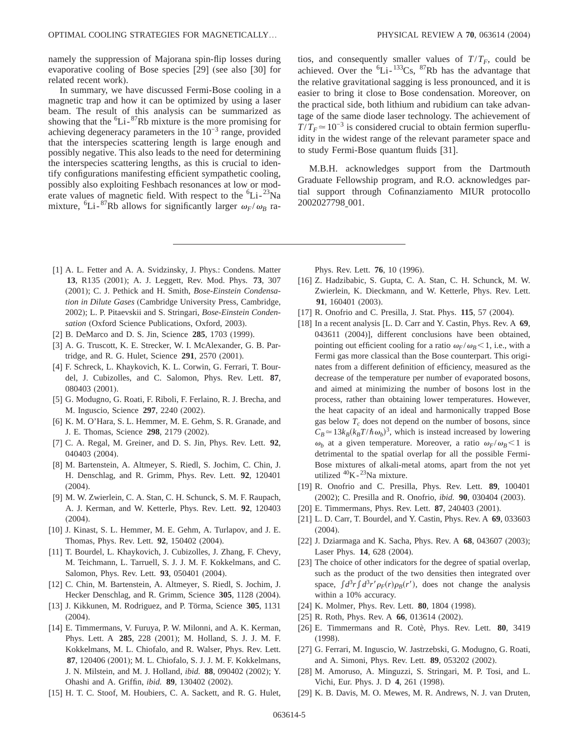namely the suppression of Majorana spin-flip losses during evaporative cooling of Bose species [29] (see also [30] for related recent work).

In summary, we have discussed Fermi-Bose cooling in a magnetic trap and how it can be optimized by using a laser beam. The result of this analysis can be summarized as showing that the $^6$Li-$^{87}$Rb mixture is the more promising for achieving degeneracy parameters in the $10^{-3}$ range, provided that the interspecies scattering length is large enough and possibly negative. This also leads to the need for determining the interspecies scattering lengths, as this is crucial to identify configurations manifesting efficient sympathetic cooling, possibly also exploiting Feshbach resonances at low or moderate values of magnetic field. With respect to the $^6$Li-$^{23}$Na mixture, $^6$Li-$^{87}$Rb allows for significantly larger $\omega_F/\omega_B$ ratios, and consequently smaller values of $T/T_F$, could be achieved. Over the $^6$Li-$^{133}$Cs, $^{87}$Rb has the advantage that the relative gravitational sagging is less pronounced, and it is easier to bring it close to Bose condensation. Moreover, on the practical side, both lithium and rubidium can take advantage of the same diode laser technology. The achievement of $T/T_F \simeq 10^{-3}$ is considered crucial to obtain fermion superfluidity in the widest range of the relevant parameter space and to study Fermi-Bose quantum fluids [31].

M.B.H. acknowledges support from the Dartmouth Graduate Fellowship program, and R.O. acknowledges partial support through Cofinanziamento MIUR protocollo 2002027798_001.

---

[1] A. L. Fetter and A. A. Svidzinsky, J. Phys.: Condens. Matter **13**, R135 (2001); A. J. Leggett, Rev. Mod. Phys. **73**, 307 (2001); C. J. Pethick and H. Smith, *Bose-Einstein Condensation in Dilute Gases* (Cambridge University Press, Cambridge, 2002); L. P. Pitaevskii and S. Stringari, *Bose-Einstein Condensation* (Oxford Science Publications, Oxford, 2003).

[2] B. DeMarco and D. S. Jin, Science **285**, 1703 (1999).

[3] A. G. Truscott, K. E. Strecker, W. I. McAlexander, G. B. Partridge, and R. G. Hulet, Science **291**, 2570 (2001).

[4] F. Schreck, L. Khaykovich, K. L. Corwin, G. Ferrari, T. Bourdel, J. Cubizolles, and C. Salomon, Phys. Rev. Lett. **87**, 080403 (2001).

[5] G. Modugno, G. Roati, F. Riboli, F. Ferlaino, R. J. Brecha, and M. Inguscio, Science **297**, 2240 (2002).

[6] K. M. O'Hara, S. L. Hemmer, M. E. Gehm, S. R. Granade, and J. E. Thomas, Science **298**, 2179 (2002).

[7] C. A. Regal, M. Greiner, and D. S. Jin, Phys. Rev. Lett. **92**, 040403 (2004).

[8] M. Bartenstein, A. Altmeyer, S. Riedl, S. Jochim, C. Chin, J. H. Denschlag, and R. Grimm, Phys. Rev. Lett. **92**, 120401 (2004).

[9] M. W. Zwierlein, C. A. Stan, C. H. Schunck, S. M. F. Raupach, A. J. Kerman, and W. Ketterle, Phys. Rev. Lett. **92**, 120403 (2004).

[10] J. Kinast, S. L. Hemmer, M. E. Gehm, A. Turlapov, and J. E. Thomas, Phys. Rev. Lett. **92**, 150402 (2004).

[11] T. Bourdel, L. Khaykovich, J. Cubizolles, J. Zhang, F. Chevy, M. Teichmann, L. Tarruell, S. J. J. M. F. Kokkelmans, and C. Salomon, Phys. Rev. Lett. **93**, 050401 (2004).

[12] C. Chin, M. Bartenstein, A. Altmeyer, S. Riedl, S. Jochim, J. Hecker Denschlag, and R. Grimm, Science **305**, 1128 (2004).

[13] J. Kikkunen, M. Rodriguez, and P. Törma, Science **305**, 1131 (2004).

[14] E. Timmermans, V. Furuya, P. W. Milonni, and A. K. Kerman, Phys. Lett. A **285**, 228 (2001); M. Holland, S. J. J. M. F. Kokkelmans, M. L. Chiofalo, and R. Walser, Phys. Rev. Lett. **87**, 120406 (2001); M. L. Chiofalo, S. J. J. M. F. Kokkelmans, J. N. Milstein, and M. J. Holland, *ibid.* **88**, 090402 (2002); Y. Ohashi and A. Griffin, *ibid.* **89**, 130402 (2002).

[15] H. T. C. Stoof, M. Houbiers, C. A. Sackett, and R. G. Hulet, Phys. Rev. Lett. **76**, 10 (1996).

[16] Z. Hadzibabic, S. Gupta, C. A. Stan, C. H. Schunck, M. W. Zwierlein, K. Dieckmann, and W. Ketterle, Phys. Rev. Lett. **91**, 160401 (2003).

[17] R. Onofrio and C. Presilla, J. Stat. Phys. **115**, 57 (2004).

[18] In a recent analysis [L. D. Carr and Y. Castin, Phys. Rev. A **69**, 043611 (2004)], different conclusions have been obtained, pointing out efficient cooling for a ratio $\omega_F/\omega_B < 1$, i.e., with a Fermi gas more classical than the Bose counterpart. This originates from a different definition of efficiency, measured as the decrease of the temperature per number of evaporated bosons, and aimed at minimizing the number of bosons lost in the process, rather than obtaining lower temperatures. However, the heat capacity of an ideal and harmonically trapped Bose gas below $T_c$ does not depend on the number of bosons, since $C_B \simeq 13k_B(k_BT/\hbar\omega_b)^3$, which is instead increased by lowering $\omega_b$ at a given temperature. Moreover, a ratio $\omega_F/\omega_B < 1$ is detrimental to the spatial overlap for all the possible Fermi-Bose mixtures of alkali-metal atoms, apart from the not yet utilized $^{40}$K-$^{23}$Na mixture.

[19] R. Onofrio and C. Presilla, Phys. Rev. Lett. **89**, 100401 (2002); C. Presilla and R. Onofrio, *ibid.* **90**, 030404 (2003).

[20] E. Timmermans, Phys. Rev. Lett. **87**, 240403 (2001).

[21] L. D. Carr, T. Bourdel, and Y. Castin, Phys. Rev. A **69**, 033603 (2004).

[22] J. Dziarmaga and K. Sacha, Phys. Rev. A **68**, 043607 (2003); Laser Phys. **14**, 628 (2004).

[23] The choice of other indicators for the degree of spatial overlap, such as the product of the two densities then integrated over space, $\int d^3r \int d^3r' \rho_F(r)\rho_B(r')$, does not change the analysis within a 10% accuracy.

[24] K. Molmer, Phys. Rev. Lett. **80**, 1804 (1998).

[25] R. Roth, Phys. Rev. A **66**, 013614 (2002).

[26] E. Timmermans and R. Cotè, Phys. Rev. Lett. **80**, 3419 (1998).

[27] G. Ferrari, M. Inguscio, W. Jastrzebski, G. Modugno, G. Roati, and A. Simoni, Phys. Rev. Lett. **89**, 053202 (2002).

[28] M. Amoruso, A. Minguzzi, S. Stringari, M. P. Tosi, and L. Vichi, Eur. Phys. J. D **4**, 261 (1998).

[29] K. B. Davis, M. O. Mewes, M. R. Andrews, N. J. van Druten,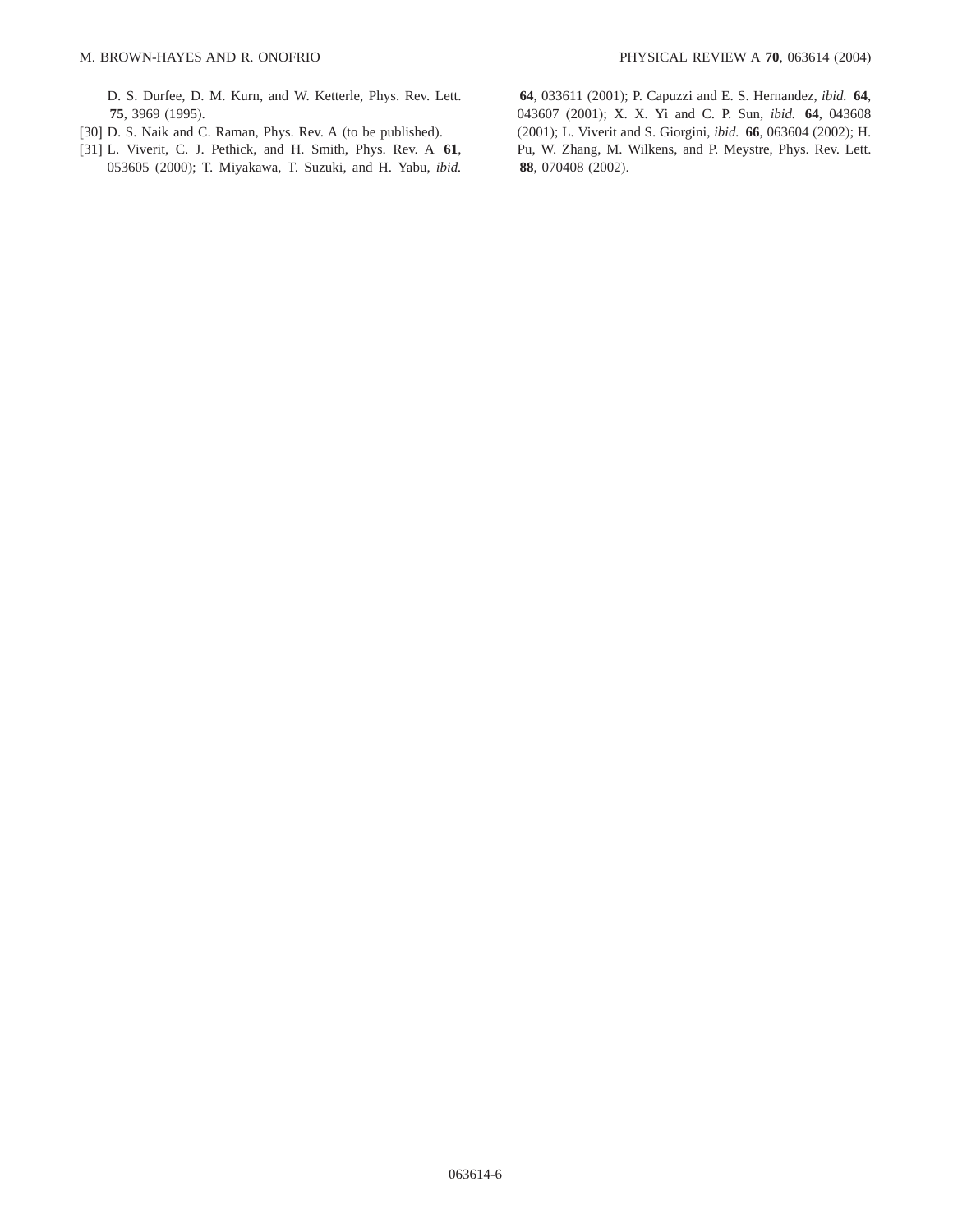D. S. Durfee, D. M. Kurn, and W. Ketterle, Phys. Rev. Lett. **75**, 3969 (1995).

[30] D. S. Naik and C. Raman, Phys. Rev. A (to be published).

[31] L. Viverit, C. J. Pethick, and H. Smith, Phys. Rev. A **61**, 053605 (2000); T. Miyakawa, T. Suzuki, and H. Yabu, *ibid.* **64**, 033611 (2001); P. Capuzzi and E. S. Hernandez, *ibid.* **64**, 043607 (2001); X. X. Yi and C. P. Sun, *ibid.* **64**, 043608 (2001); L. Viverit and S. Giorgini, *ibid.* **66**, 063604 (2002); H. Pu, W. Zhang, M. Wilkens, and P. Meystre, Phys. Rev. Lett. **88**, 070408 (2002).